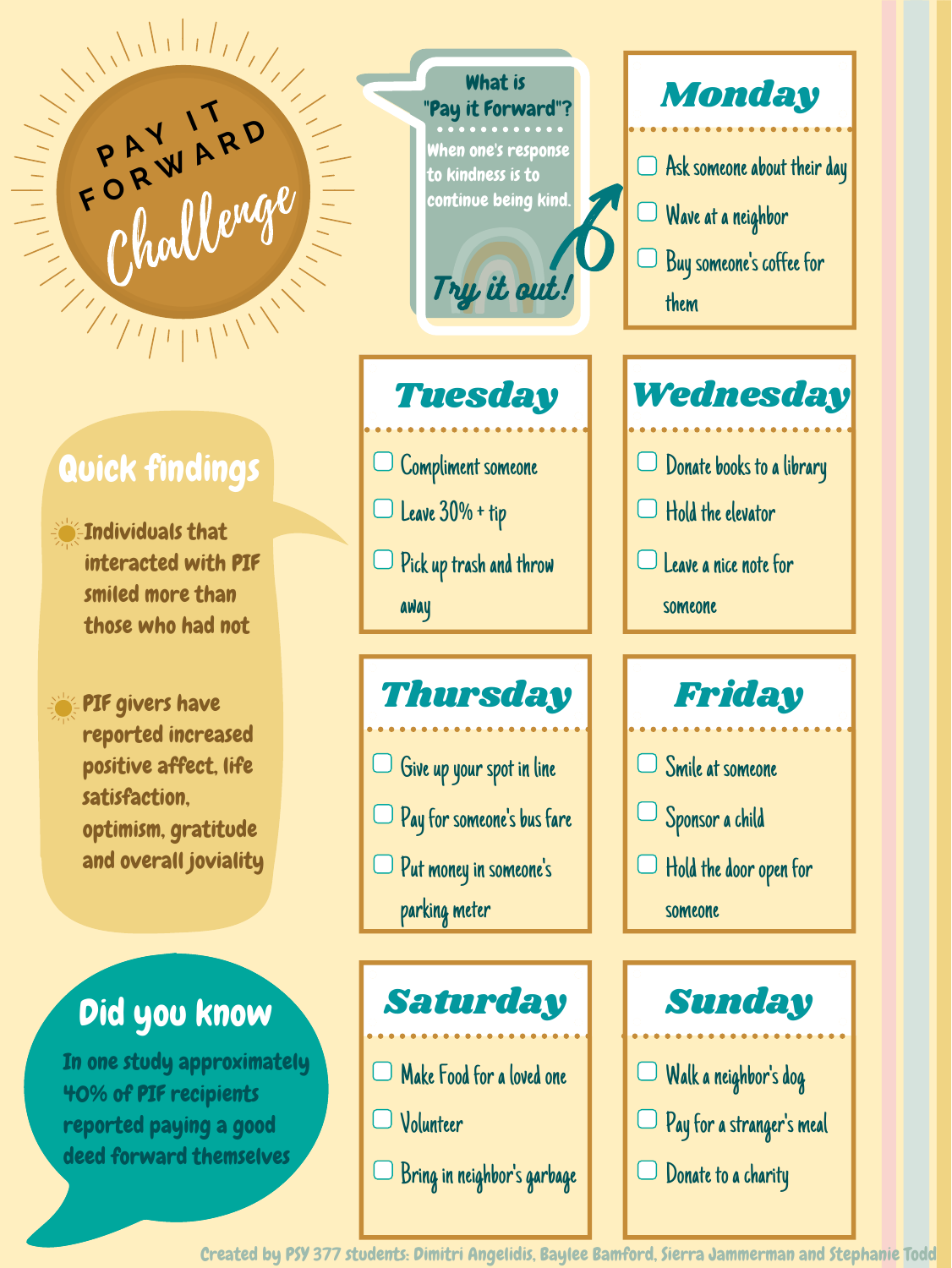# PAY IT FORWARD Challenge

## What is "Pay it Forward"?

When one's response to kindness is to continue being kind.

*Try it out!*

## Monday

- [ ] Ask someone about their day
- [ ] Wave at a neighbor
- [ ] Buy someone's coffee for them

## Tuesday

- [ ] Compliment someone
- [ ] Leave 30% + tip
- [ ] Pick up trash and throw away

## Wednesday

- [ ] Donate books to a library
- [ ] Hold the elevator
- [ ] Leave a nice note for someone

## Thursday

- [ ] Give up your spot in line
- [ ] Pay for someone's bus fare
- [ ] Put money in someone's parking meter

## Friday

- [ ] Smile at someone
- [ ] Sponsor a child
- [ ] Hold the door open for someone

## Saturday

- [ ] Make Food for a loved one
- [ ] Volunteer
- [ ] Bring in neighbor's garbage

## Sunday

- [ ] Walk a neighbor's dog
- [ ] Pay for a stranger's meal
- [ ] Donate to a charity

## Quick findings

- Individuals that interacted with PIF smiled more than those who had not
- PIF givers have reported increased positive affect, life satisfaction, optimism, gratitude and overall joviality

## Did you know

In one study approximately 40% of PIF recipients reported paying a good deed forward themselves

Created by PSY 377 students: Dimitri Angelidis, Baylee Bamford, Sierra Jammerman and Stephanie Todd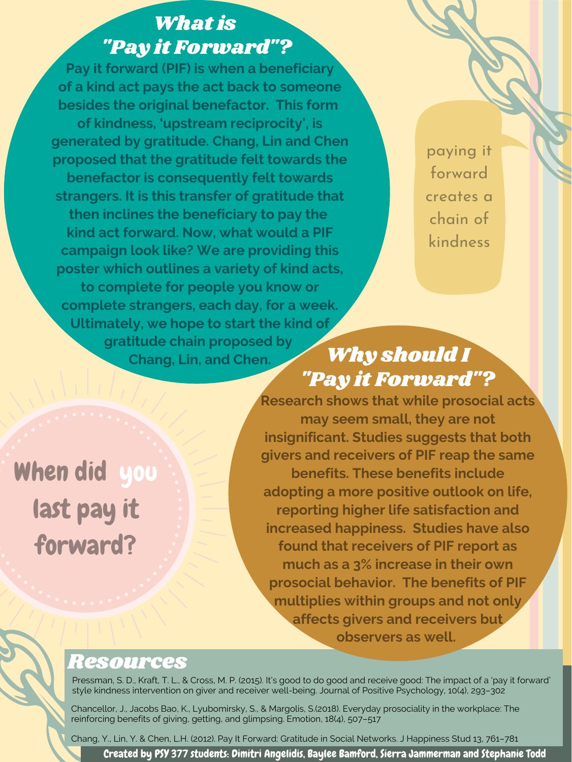## *What is "Pay it Forward"?*

**Pay it forward (PIF) is when a beneficiary of a kind act pays the act back to someone besides the original benefactor. This form of kindness, 'upstream reciprocity', is generated by gratitude. Chang, Lin and Chen proposed that the gratitude felt towards the benefactor is consequently felt towards strangers. It is this transfer of gratitude that then inclines the beneficiary to pay the kind act forward. Now, what would a PIF campaign look like? We are providing this poster which outlines a variety of kind acts, to complete for people you know or complete strangers, each day, for a week. Ultimately, we hope to start the kind of gratitude chain proposed by Chang, Lin, and Chen.**

paying it forward creates a chain of kindness

When did you last pay it forward?

## *Why should I "Pay it Forward"?*

**Research shows that while prosocial acts may seem small, they are not insignificant. Studies suggests that both givers and receivers of PIF reap the same benefits. These benefits include adopting a more positive outlook on life, reporting higher life satisfaction and increased happiness. Studies have also found that receivers of PIF report as much as a 3% increase in their own prosocial behavior. The benefits of PIF multiplies within groups and not only affects givers and receivers but observers as well.**

## *Resources*

Pressman, S. D., Kraft, T. L., & Cross, M. P. (2015). It's good to do good and receive good: The impact of a 'pay it forward' style kindness intervention on giver and receiver well-being. Journal of Positive Psychology, 10(4), 293–302

Chancellor, J., Jacobs Bao, K., Lyubomirsky, S., & Margolis, S.(2018). Everyday prosociality in the workplace: The reinforcing benefits of giving, getting, and glimpsing. Emotion, 18(4), 507–517

Chang, Y., Lin, Y. & Chen, L.H. (2012). Pay It Forward: Gratitude in Social Networks. J Happiness Stud 13, 761–781

Created by PSY 377 students: Dimitri Angelidis, Baylee Bamford, Sierra Jammerman and Stephanie Todd